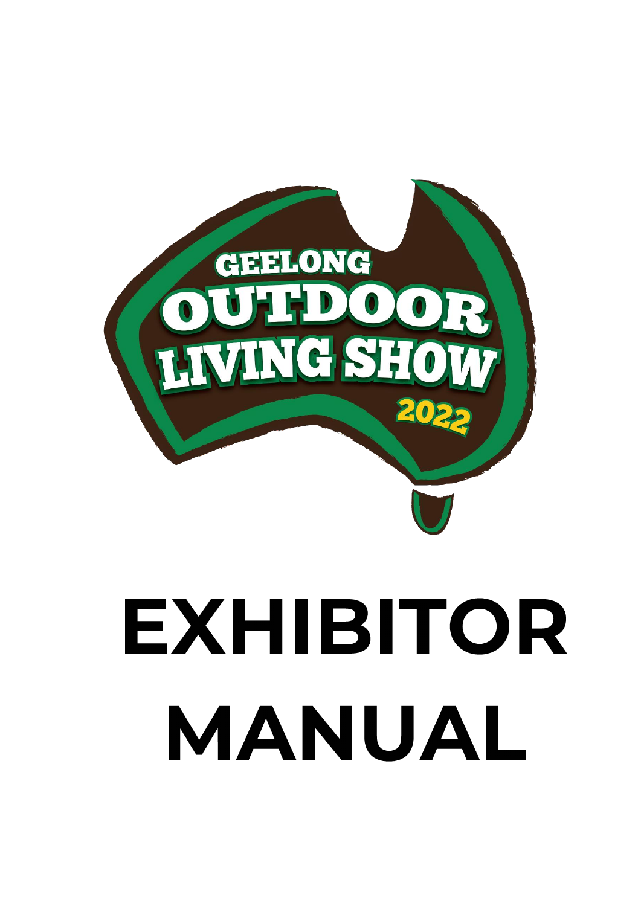GEELONG OUTDOOR LIVING SHOW 2022

# EXHIBITOR MANUAL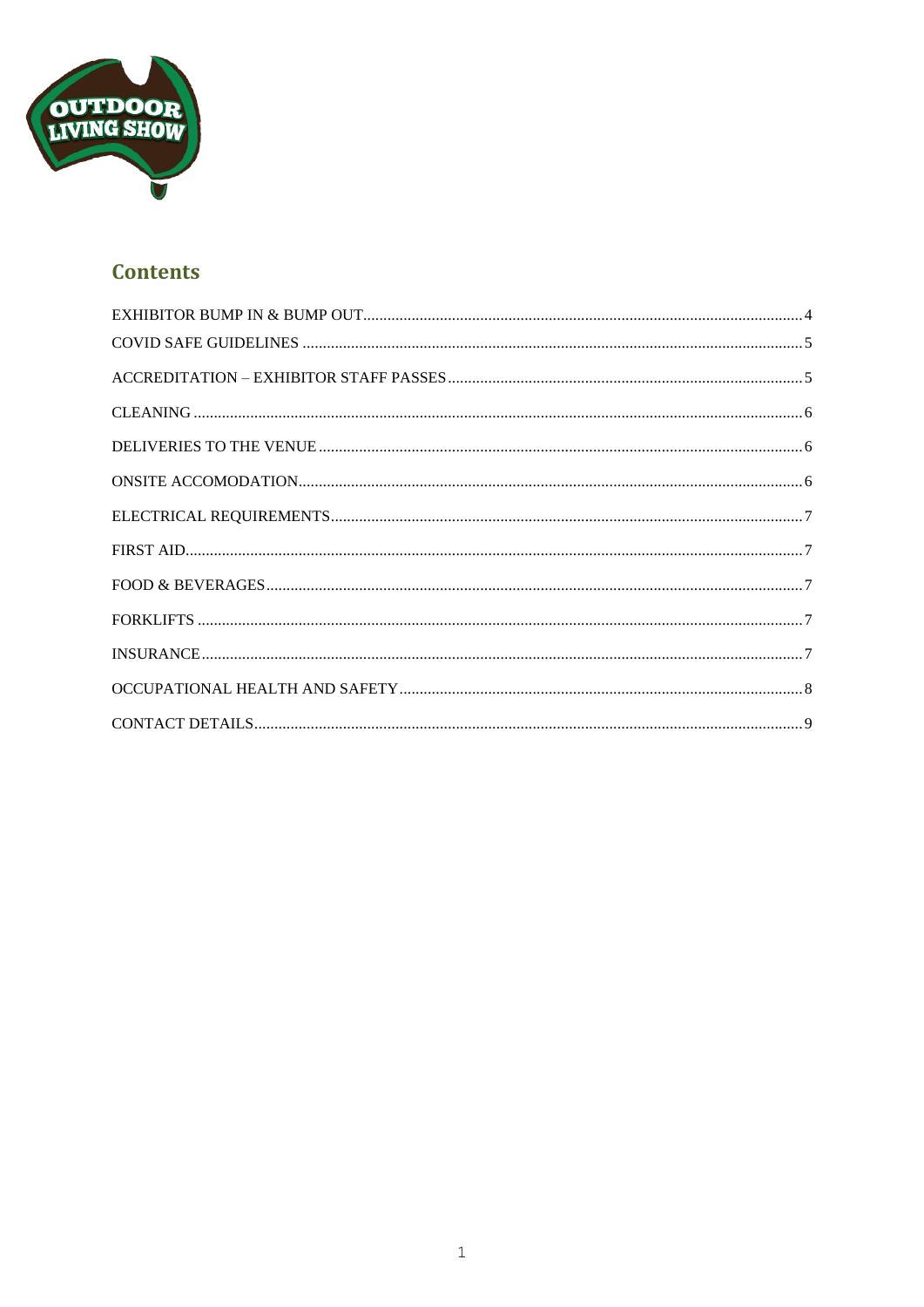## Contents

| | |
|---|---|
| EXHIBITOR BUMP IN & BUMP OUT | 4 |
| COVID SAFE GUIDELINES | 5 |
| ACCREDITATION – EXHIBITOR STAFF PASSES | 5 |
| CLEANING | 6 |
| DELIVERIES TO THE VENUE | 6 |
| ONSITE ACCOMODATION | 6 |
| ELECTRICAL REQUIREMENTS | 7 |
| FIRST AID | 7 |
| FOOD & BEVERAGES | 7 |
| FORKLIFTS | 7 |
| INSURANCE | 7 |
| OCCUPATIONAL HEALTH AND SAFETY | 8 |
| CONTACT DETAILS | 9 |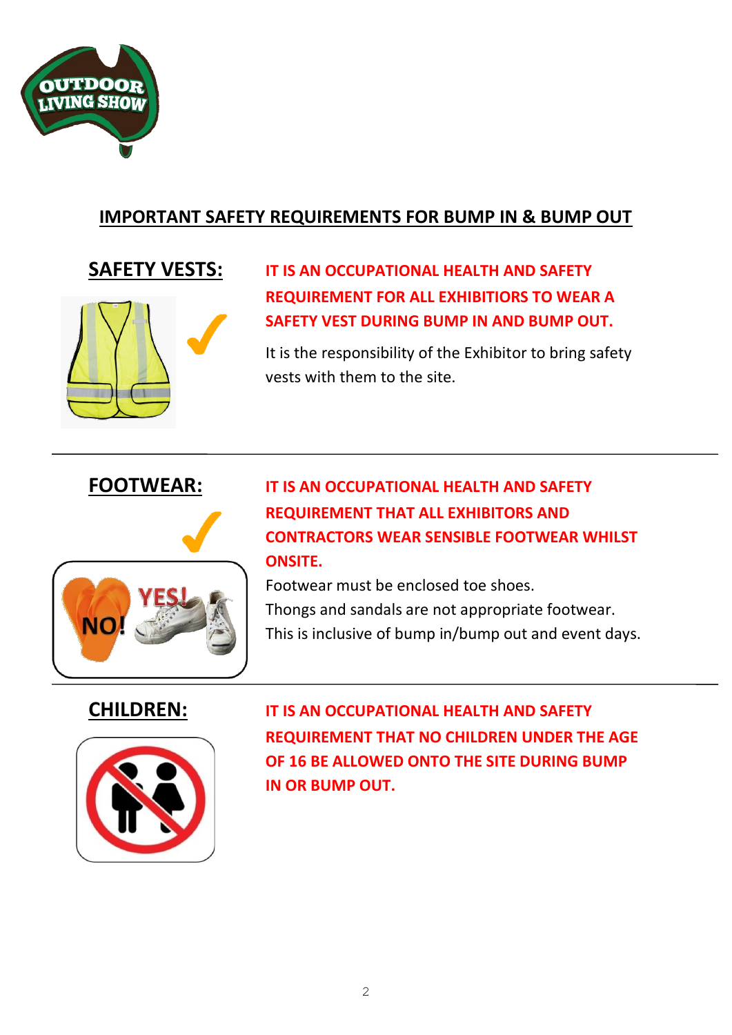# IMPORTANT SAFETY REQUIREMENTS FOR BUMP IN & BUMP OUT

## SAFETY VESTS:

**IT IS AN OCCUPATIONAL HEALTH AND SAFETY REQUIREMENT FOR ALL EXHIBITIORS TO WEAR A SAFETY VEST DURING BUMP IN AND BUMP OUT.**

It is the responsibility of the Exhibitor to bring safety vests with them to the site.

---

## FOOTWEAR:

**IT IS AN OCCUPATIONAL HEALTH AND SAFETY REQUIREMENT THAT ALL EXHIBITORS AND CONTRACTORS WEAR SENSIBLE FOOTWEAR WHILST ONSITE.**

Footwear must be enclosed toe shoes.
Thongs and sandals are not appropriate footwear.
This is inclusive of bump in/bump out and event days.

---

## CHILDREN:

**IT IS AN OCCUPATIONAL HEALTH AND SAFETY REQUIREMENT THAT NO CHILDREN UNDER THE AGE OF 16 BE ALLOWED ONTO THE SITE DURING BUMP IN OR BUMP OUT.**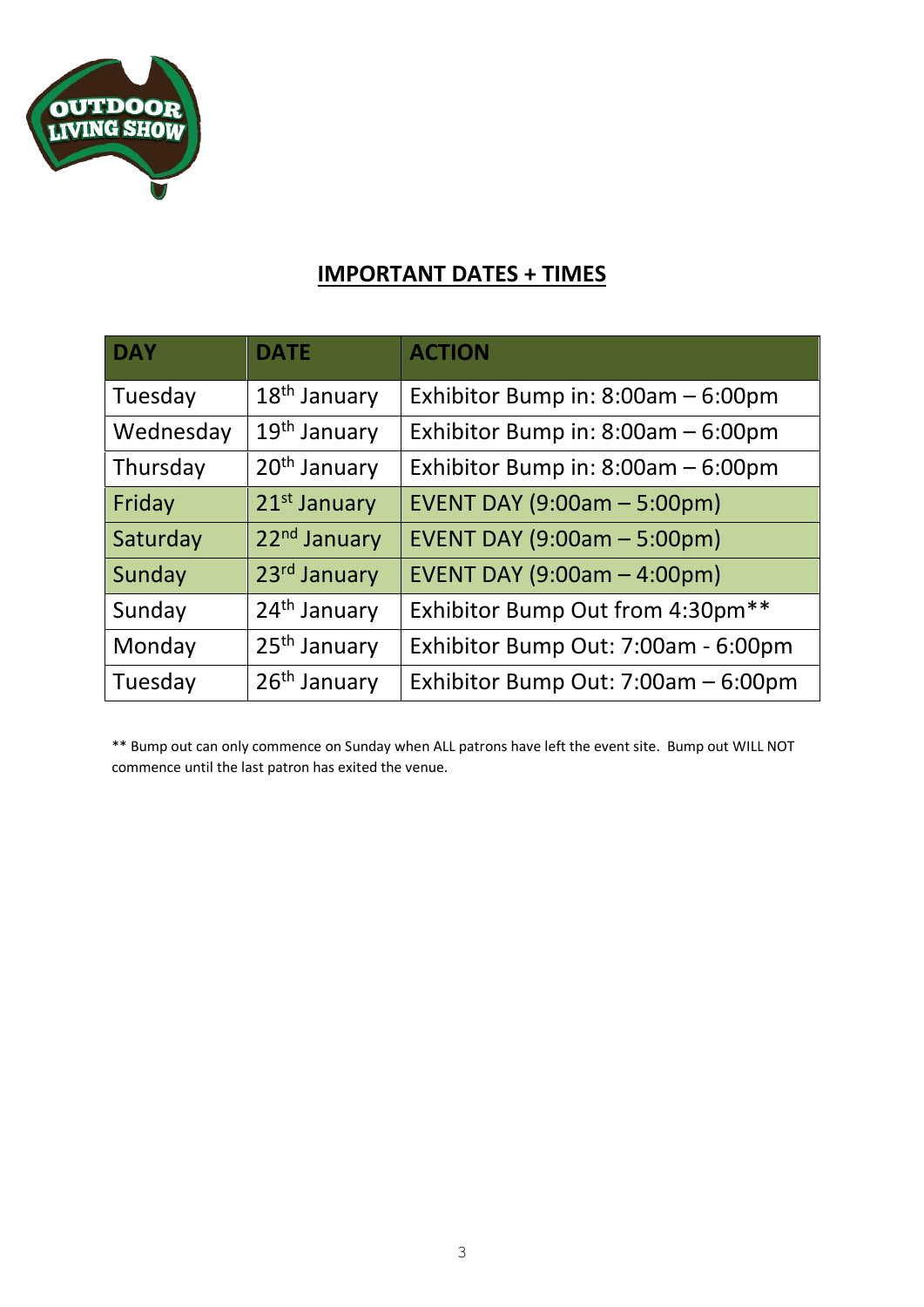## IMPORTANT DATES + TIMES

| DAY | DATE | ACTION |
|---|---|---|
| Tuesday | 18th January | Exhibitor Bump in: 8:00am – 6:00pm |
| Wednesday | 19th January | Exhibitor Bump in: 8:00am – 6:00pm |
| Thursday | 20th January | Exhibitor Bump in: 8:00am – 6:00pm |
| Friday | 21st January | EVENT DAY (9:00am – 5:00pm) |
| Saturday | 22nd January | EVENT DAY (9:00am – 5:00pm) |
| Sunday | 23rd January | EVENT DAY (9:00am – 4:00pm) |
| Sunday | 24th January | Exhibitor Bump Out from 4:30pm** |
| Monday | 25th January | Exhibitor Bump Out: 7:00am - 6:00pm |
| Tuesday | 26th January | Exhibitor Bump Out: 7:00am – 6:00pm |

** Bump out can only commence on Sunday when ALL patrons have left the event site. Bump out WILL NOT commence until the last patron has exited the venue.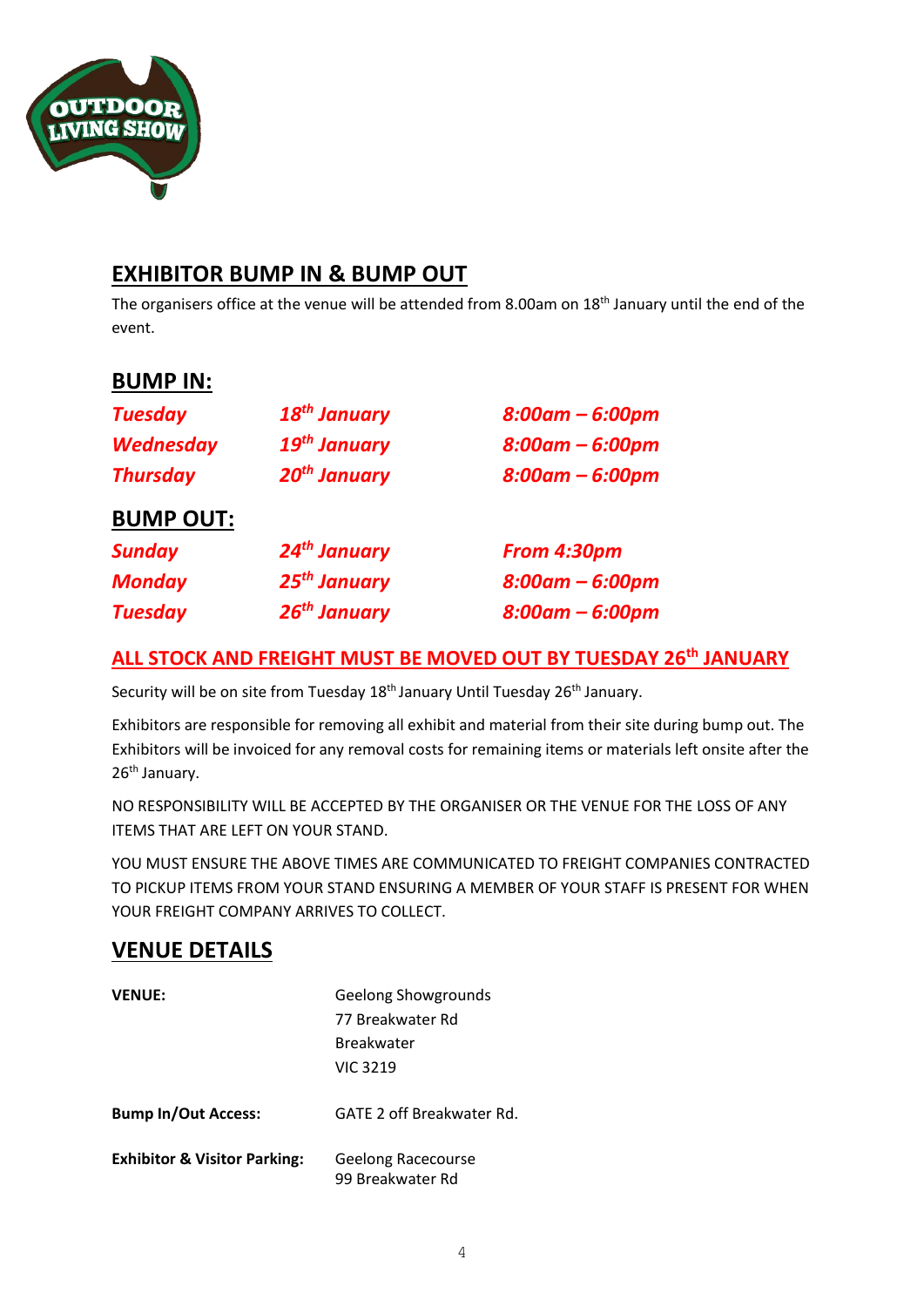## EXHIBITOR BUMP IN & BUMP OUT

The organisers office at the venue will be attended from 8.00am on 18th January until the end of the event.

### BUMP IN:

| | | |
|---|---|---|
| ***Tuesday*** | ***18th January*** | ***8:00am – 6:00pm*** |
| ***Wednesday*** | ***19th January*** | ***8:00am – 6:00pm*** |
| ***Thursday*** | ***20th January*** | ***8:00am – 6:00pm*** |

### BUMP OUT:

| | | |
|---|---|---|
| ***Sunday*** | ***24th January*** | ***From 4:30pm*** |
| ***Monday*** | ***25th January*** | ***8:00am – 6:00pm*** |
| ***Tuesday*** | ***26th January*** | ***8:00am – 6:00pm*** |

**ALL STOCK AND FREIGHT MUST BE MOVED OUT BY TUESDAY 26th JANUARY**

Security will be on site from Tuesday 18th January Until Tuesday 26th January.

Exhibitors are responsible for removing all exhibit and material from their site during bump out. The Exhibitors will be invoiced for any removal costs for remaining items or materials left onsite after the 26th January.

NO RESPONSIBILITY WILL BE ACCEPTED BY THE ORGANISER OR THE VENUE FOR THE LOSS OF ANY ITEMS THAT ARE LEFT ON YOUR STAND.

YOU MUST ENSURE THE ABOVE TIMES ARE COMMUNICATED TO FREIGHT COMPANIES CONTRACTED TO PICKUP ITEMS FROM YOUR STAND ENSURING A MEMBER OF YOUR STAFF IS PRESENT FOR WHEN YOUR FREIGHT COMPANY ARRIVES TO COLLECT.

## VENUE DETAILS

**VENUE:** Geelong Showgrounds
77 Breakwater Rd
Breakwater
VIC 3219

**Bump In/Out Access:** GATE 2 off Breakwater Rd.

**Exhibitor & Visitor Parking:** Geelong Racecourse
99 Breakwater Rd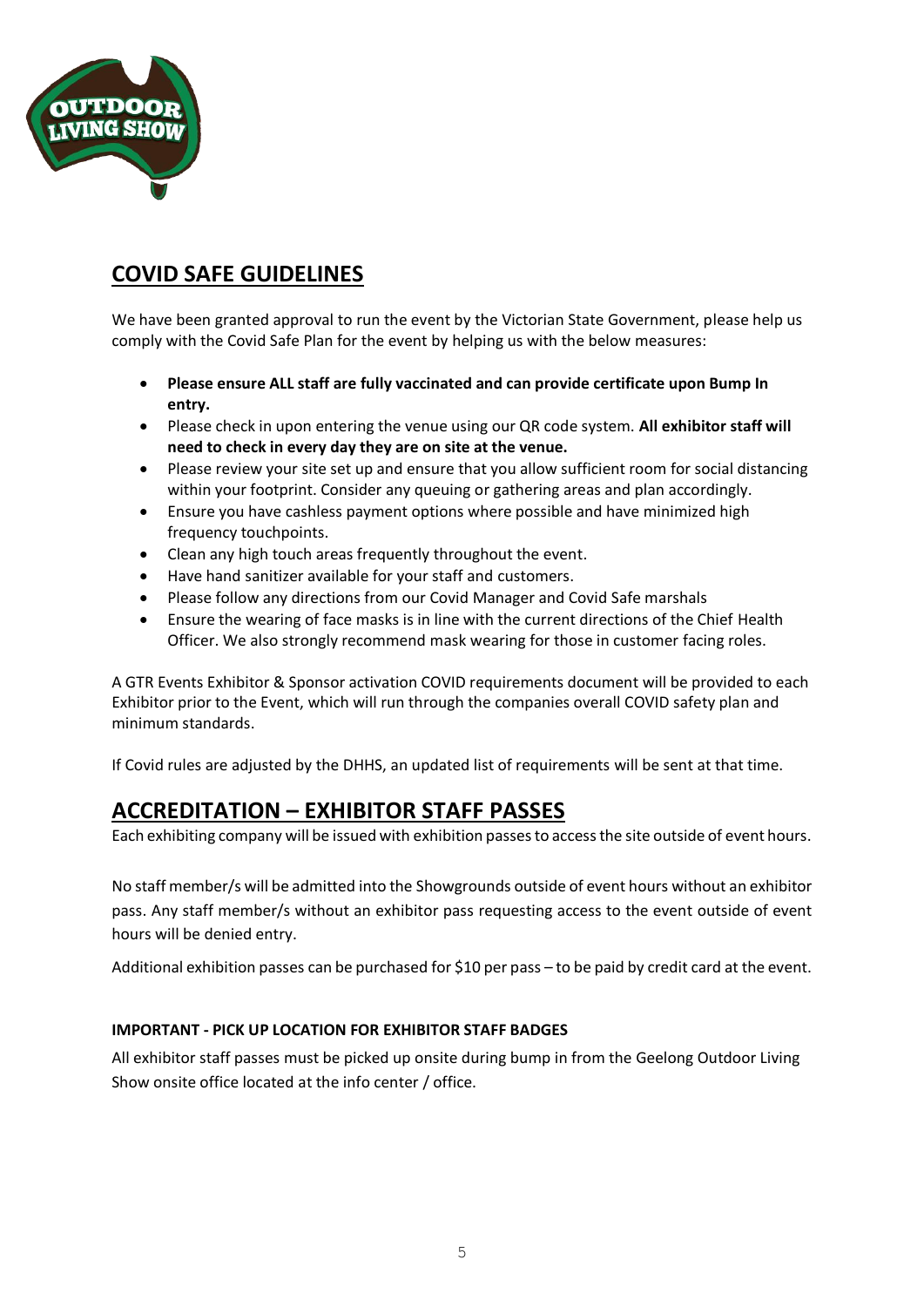## COVID SAFE GUIDELINES

We have been granted approval to run the event by the Victorian State Government, please help us comply with the Covid Safe Plan for the event by helping us with the below measures:

- **Please ensure ALL staff are fully vaccinated and can provide certificate upon Bump In entry.**
- Please check in upon entering the venue using our QR code system. **All exhibitor staff will need to check in every day they are on site at the venue.**
- Please review your site set up and ensure that you allow sufficient room for social distancing within your footprint. Consider any queuing or gathering areas and plan accordingly.
- Ensure you have cashless payment options where possible and have minimized high frequency touchpoints.
- Clean any high touch areas frequently throughout the event.
- Have hand sanitizer available for your staff and customers.
- Please follow any directions from our Covid Manager and Covid Safe marshals
- Ensure the wearing of face masks is in line with the current directions of the Chief Health Officer. We also strongly recommend mask wearing for those in customer facing roles.

A GTR Events Exhibitor & Sponsor activation COVID requirements document will be provided to each Exhibitor prior to the Event, which will run through the companies overall COVID safety plan and minimum standards.

If Covid rules are adjusted by the DHHS, an updated list of requirements will be sent at that time.

## ACCREDITATION – EXHIBITOR STAFF PASSES

Each exhibiting company will be issued with exhibition passes to access the site outside of event hours.

No staff member/s will be admitted into the Showgrounds outside of event hours without an exhibitor pass. Any staff member/s without an exhibitor pass requesting access to the event outside of event hours will be denied entry.

Additional exhibition passes can be purchased for $10 per pass – to be paid by credit card at the event.

#### IMPORTANT - PICK UP LOCATION FOR EXHIBITOR STAFF BADGES

All exhibitor staff passes must be picked up onsite during bump in from the Geelong Outdoor Living Show onsite office located at the info center / office.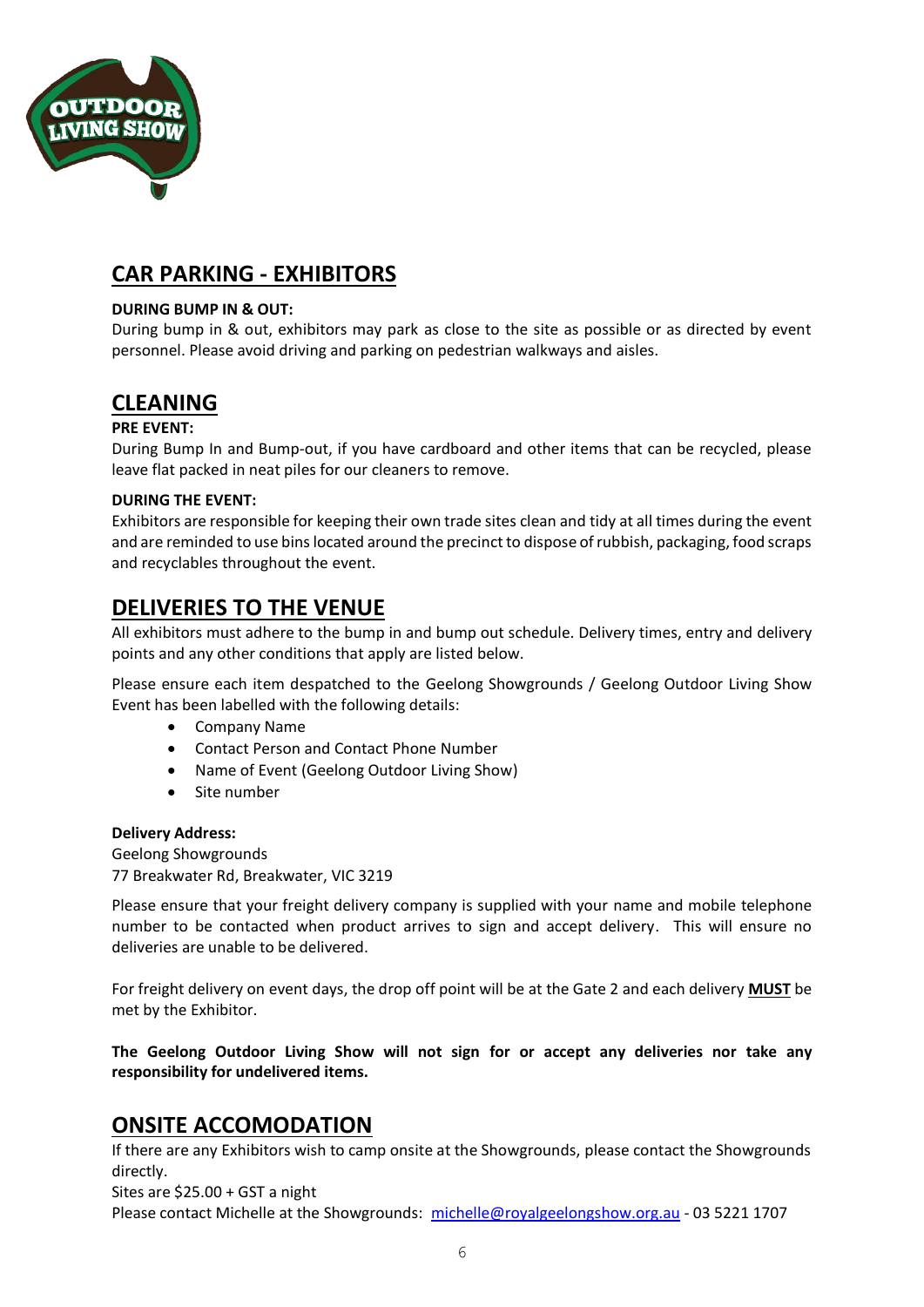## CAR PARKING - EXHIBITORS

**DURING BUMP IN & OUT:**

During bump in & out, exhibitors may park as close to the site as possible or as directed by event personnel. Please avoid driving and parking on pedestrian walkways and aisles.

## CLEANING

**PRE EVENT:**

During Bump In and Bump-out, if you have cardboard and other items that can be recycled, please leave flat packed in neat piles for our cleaners to remove.

**DURING THE EVENT:**

Exhibitors are responsible for keeping their own trade sites clean and tidy at all times during the event and are reminded to use bins located around the precinct to dispose of rubbish, packaging, food scraps and recyclables throughout the event.

## DELIVERIES TO THE VENUE

All exhibitors must adhere to the bump in and bump out schedule. Delivery times, entry and delivery points and any other conditions that apply are listed below.

Please ensure each item despatched to the Geelong Showgrounds / Geelong Outdoor Living Show Event has been labelled with the following details:

- Company Name
- Contact Person and Contact Phone Number
- Name of Event (Geelong Outdoor Living Show)
- Site number

**Delivery Address:**
Geelong Showgrounds
77 Breakwater Rd, Breakwater, VIC 3219

Please ensure that your freight delivery company is supplied with your name and mobile telephone number to be contacted when product arrives to sign and accept delivery. This will ensure no deliveries are unable to be delivered.

For freight delivery on event days, the drop off point will be at the Gate 2 and each delivery **MUST** be met by the Exhibitor.

**The Geelong Outdoor Living Show will not sign for or accept any deliveries nor take any responsibility for undelivered items.**

## ONSITE ACCOMODATION

If there are any Exhibitors wish to camp onsite at the Showgrounds, please contact the Showgrounds directly.
Sites are $25.00 + GST a night
Please contact Michelle at the Showgrounds: michelle@royalgeelongshow.org.au - 03 5221 1707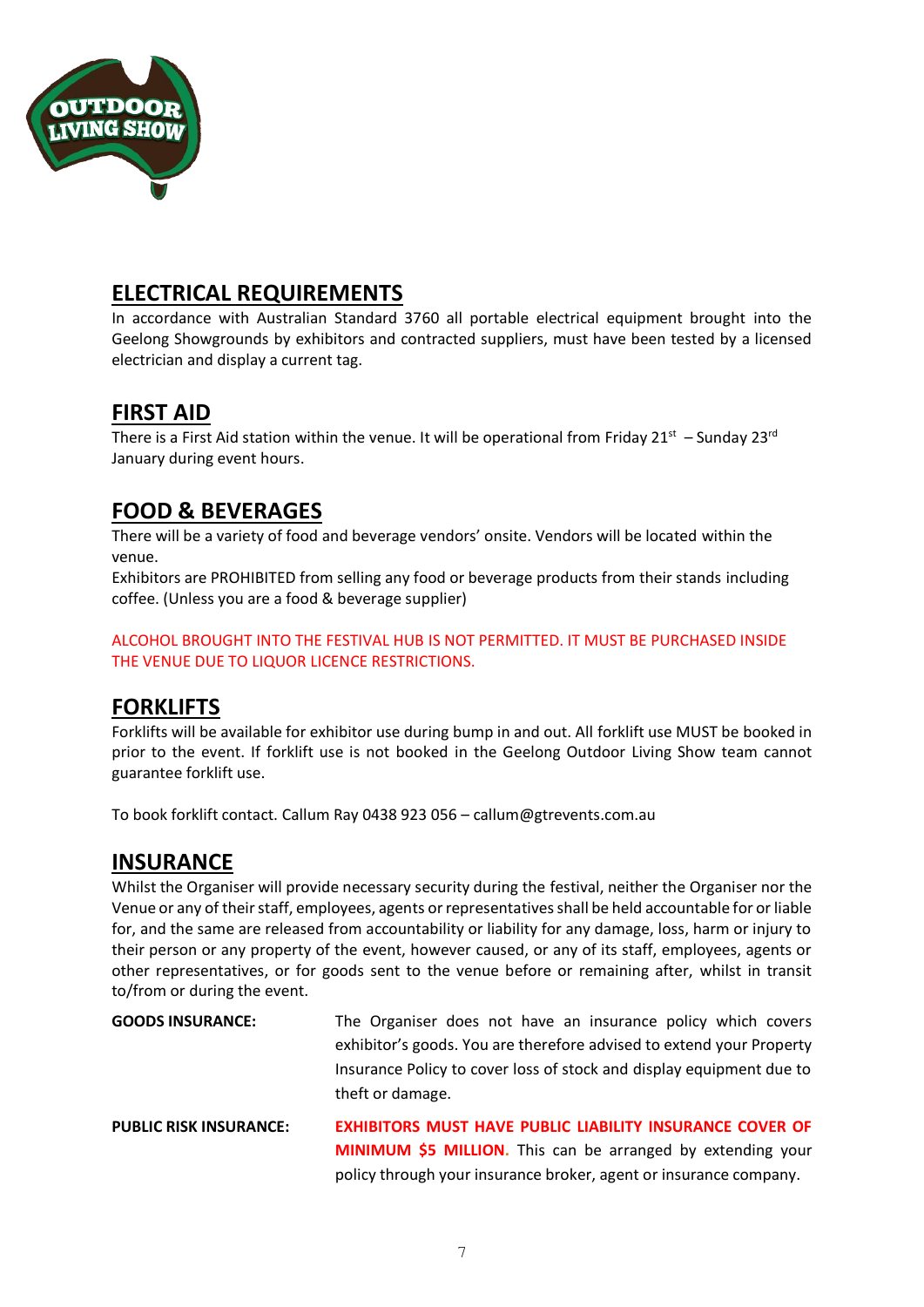## ELECTRICAL REQUIREMENTS

In accordance with Australian Standard 3760 all portable electrical equipment brought into the Geelong Showgrounds by exhibitors and contracted suppliers, must have been tested by a licensed electrician and display a current tag.

## FIRST AID

There is a First Aid station within the venue. It will be operational from Friday 21st – Sunday 23rd January during event hours.

## FOOD & BEVERAGES

There will be a variety of food and beverage vendors' onsite. Vendors will be located within the venue.

Exhibitors are PROHIBITED from selling any food or beverage products from their stands including coffee. (Unless you are a food & beverage supplier)

ALCOHOL BROUGHT INTO THE FESTIVAL HUB IS NOT PERMITTED. IT MUST BE PURCHASED INSIDE THE VENUE DUE TO LIQUOR LICENCE RESTRICTIONS.

## FORKLIFTS

Forklifts will be available for exhibitor use during bump in and out. All forklift use MUST be booked in prior to the event. If forklift use is not booked in the Geelong Outdoor Living Show team cannot guarantee forklift use.

To book forklift contact. Callum Ray 0438 923 056 – callum@gtrevents.com.au

## INSURANCE

Whilst the Organiser will provide necessary security during the festival, neither the Organiser nor the Venue or any of their staff, employees, agents or representatives shall be held accountable for or liable for, and the same are released from accountability or liability for any damage, loss, harm or injury to their person or any property of the event, however caused, or any of its staff, employees, agents or other representatives, or for goods sent to the venue before or remaining after, whilst in transit to/from or during the event.

**GOODS INSURANCE:** The Organiser does not have an insurance policy which covers exhibitor's goods. You are therefore advised to extend your Property Insurance Policy to cover loss of stock and display equipment due to theft or damage.

**PUBLIC RISK INSURANCE:** **EXHIBITORS MUST HAVE PUBLIC LIABILITY INSURANCE COVER OF MINIMUM $5 MILLION.** This can be arranged by extending your policy through your insurance broker, agent or insurance company.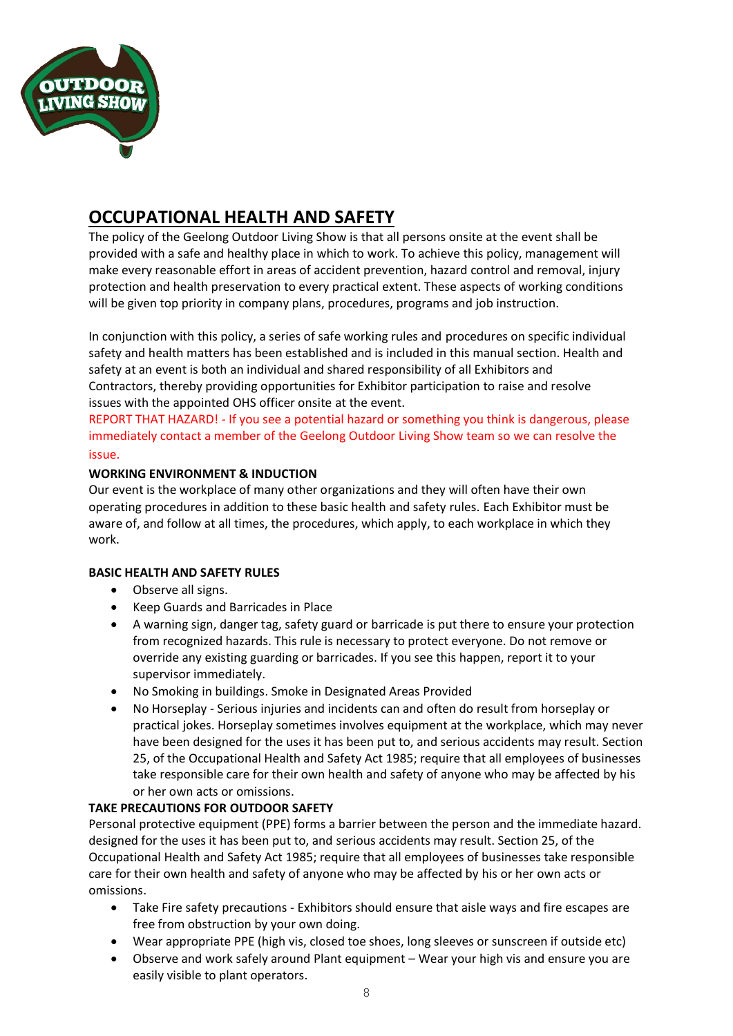## OCCUPATIONAL HEALTH AND SAFETY

The policy of the Geelong Outdoor Living Show is that all persons onsite at the event shall be provided with a safe and healthy place in which to work. To achieve this policy, management will make every reasonable effort in areas of accident prevention, hazard control and removal, injury protection and health preservation to every practical extent. These aspects of working conditions will be given top priority in company plans, procedures, programs and job instruction.

In conjunction with this policy, a series of safe working rules and procedures on specific individual safety and health matters has been established and is included in this manual section. Health and safety at an event is both an individual and shared responsibility of all Exhibitors and Contractors, thereby providing opportunities for Exhibitor participation to raise and resolve issues with the appointed OHS officer onsite at the event.

REPORT THAT HAZARD! - If you see a potential hazard or something you think is dangerous, please immediately contact a member of the Geelong Outdoor Living Show team so we can resolve the issue.

**WORKING ENVIRONMENT & INDUCTION**

Our event is the workplace of many other organizations and they will often have their own operating procedures in addition to these basic health and safety rules. Each Exhibitor must be aware of, and follow at all times, the procedures, which apply, to each workplace in which they work.

**BASIC HEALTH AND SAFETY RULES**

- Observe all signs.
- Keep Guards and Barricades in Place
- A warning sign, danger tag, safety guard or barricade is put there to ensure your protection from recognized hazards. This rule is necessary to protect everyone. Do not remove or override any existing guarding or barricades. If you see this happen, report it to your supervisor immediately.
- No Smoking in buildings. Smoke in Designated Areas Provided
- No Horseplay - Serious injuries and incidents can and often do result from horseplay or practical jokes. Horseplay sometimes involves equipment at the workplace, which may never have been designed for the uses it has been put to, and serious accidents may result. Section 25, of the Occupational Health and Safety Act 1985; require that all employees of businesses take responsible care for their own health and safety of anyone who may be affected by his or her own acts or omissions.

**TAKE PRECAUTIONS FOR OUTDOOR SAFETY**

Personal protective equipment (PPE) forms a barrier between the person and the immediate hazard. designed for the uses it has been put to, and serious accidents may result. Section 25, of the Occupational Health and Safety Act 1985; require that all employees of businesses take responsible care for their own health and safety of anyone who may be affected by his or her own acts or omissions.

- Take Fire safety precautions - Exhibitors should ensure that aisle ways and fire escapes are free from obstruction by your own doing.
- Wear appropriate PPE (high vis, closed toe shoes, long sleeves or sunscreen if outside etc)
- Observe and work safely around Plant equipment – Wear your high vis and ensure you are easily visible to plant operators.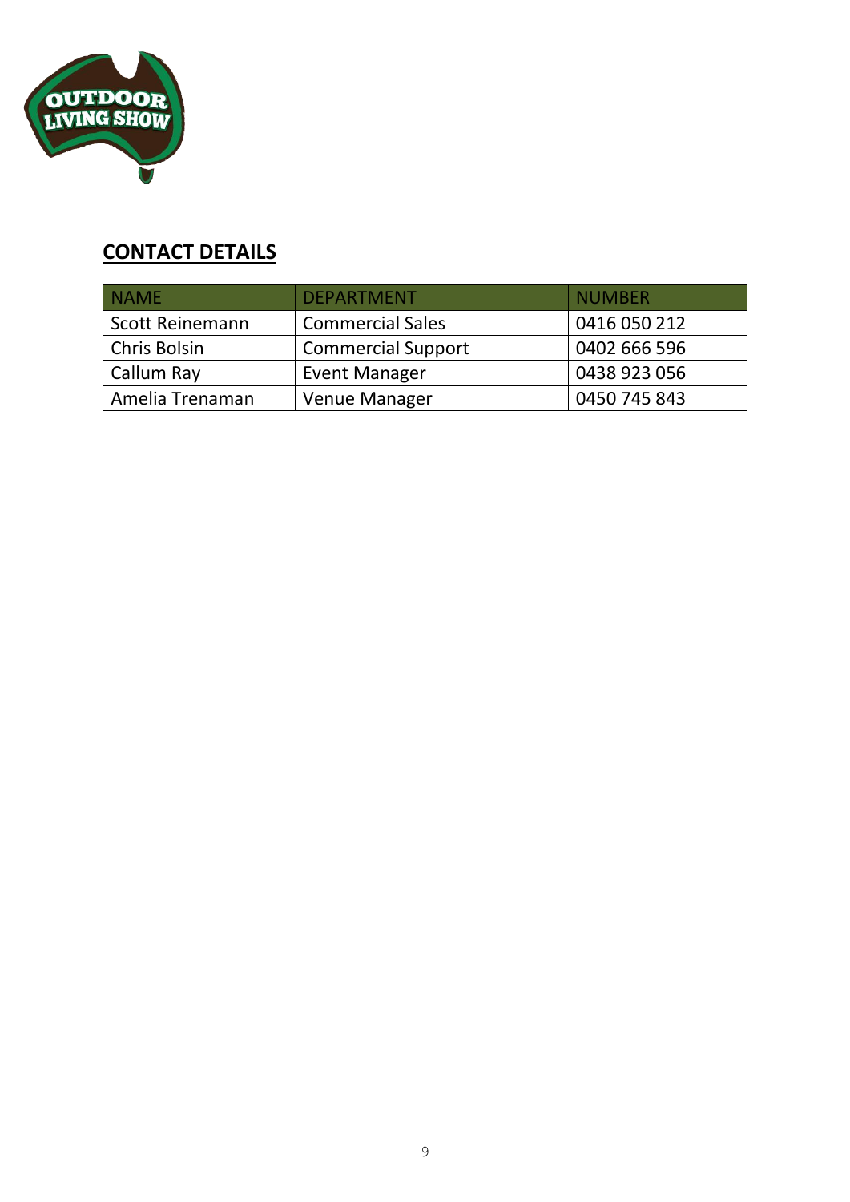## CONTACT DETAILS

| NAME | DEPARTMENT | NUMBER |
|---|---|---|
| Scott Reinemann | Commercial Sales | 0416 050 212 |
| Chris Bolsin | Commercial Support | 0402 666 596 |
| Callum Ray | Event Manager | 0438 923 056 |
| Amelia Trenaman | Venue Manager | 0450 745 843 |